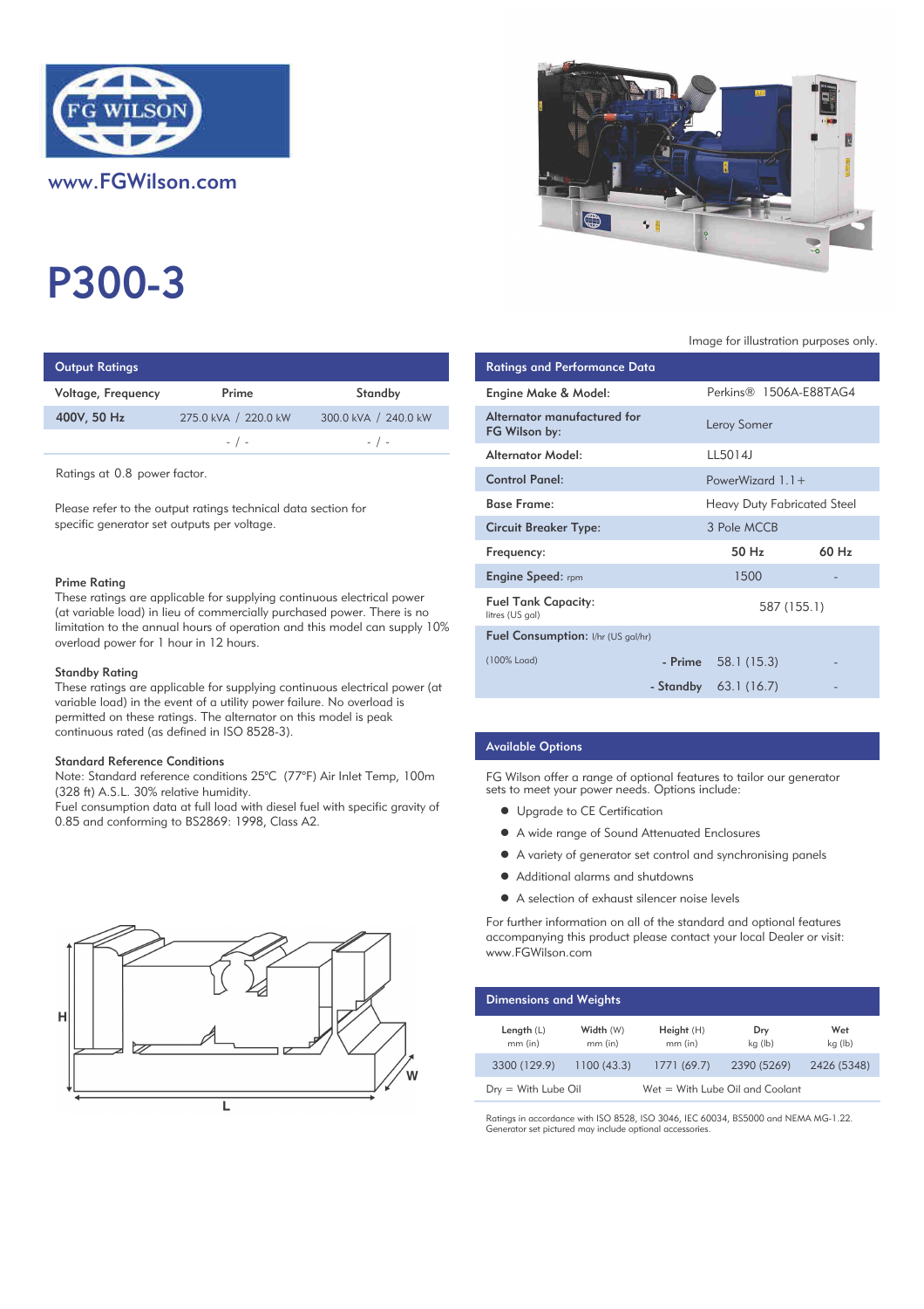www.FGWilson.com

# P300-3

Image for illustration purposes only.

## Output Ratings

| Voltage, Frequency | Prime | Standby |
|---|---|---|
| 400V, 50 Hz | 275.0 kVA / 220.0 kW | 300.0 kVA / 240.0 kW |
| | - / - | - / - |

Ratings at 0.8 power factor.

Please refer to the output ratings technical data section for specific generator set outputs per voltage.

### Prime Rating

These ratings are applicable for supplying continuous electrical power (at variable load) in lieu of commercially purchased power. There is no limitation to the annual hours of operation and this model can supply 10% overload power for 1 hour in 12 hours.

### Standby Rating

These ratings are applicable for supplying continuous electrical power (at variable load) in the event of a utility power failure. No overload is permitted on these ratings. The alternator on this model is peak continuous rated (as defined in ISO 8528-3).

### Standard Reference Conditions

Note: Standard reference conditions 25°C (77°F) Air Inlet Temp, 100m (328 ft) A.S.L. 30% relative humidity.
Fuel consumption data at full load with diesel fuel with specific gravity of 0.85 and conforming to BS2869: 1998, Class A2.

## Ratings and Performance Data

| | | |
|---|---|---|
| Engine Make & Model: | Perkins® 1506A-E88TAG4 | |
| Alternator manufactured for FG Wilson by: | Leroy Somer | |
| Alternator Model: | LL5014J | |
| Control Panel: | PowerWizard 1.1+ | |
| Base Frame: | Heavy Duty Fabricated Steel | |
| Circuit Breaker Type: | 3 Pole MCCB | |
| Frequency: | 50 Hz | 60 Hz |
| Engine Speed: rpm | 1500 | - |
| Fuel Tank Capacity: litres (US gal) | 587 (155.1) | |
| Fuel Consumption: l/hr (US gal/hr) | | |
| (100% Load) - Prime | 58.1 (15.3) | - |
| - Standby | 63.1 (16.7) | - |

## Available Options

FG Wilson offer a range of optional features to tailor our generator sets to meet your power needs. Options include:

- Upgrade to CE Certification
- A wide range of Sound Attenuated Enclosures
- A variety of generator set control and synchronising panels
- Additional alarms and shutdowns
- A selection of exhaust silencer noise levels

For further information on all of the standard and optional features accompanying this product please contact your local Dealer or visit: www.FGWilson.com

## Dimensions and Weights

| Length (L) mm (in) | Width (W) mm (in) | Height (H) mm (in) | Dry kg (lb) | Wet kg (lb) |
|---|---|---|---|---|
| 3300 (129.9) | 1100 (43.3) | 1771 (69.7) | 2390 (5269) | 2426 (5348) |

Dry = With Lube Oil    Wet = With Lube Oil and Coolant

Ratings in accordance with ISO 8528, ISO 3046, IEC 60034, BS5000 and NEMA MG-1.22.
Generator set pictured may include optional accessories.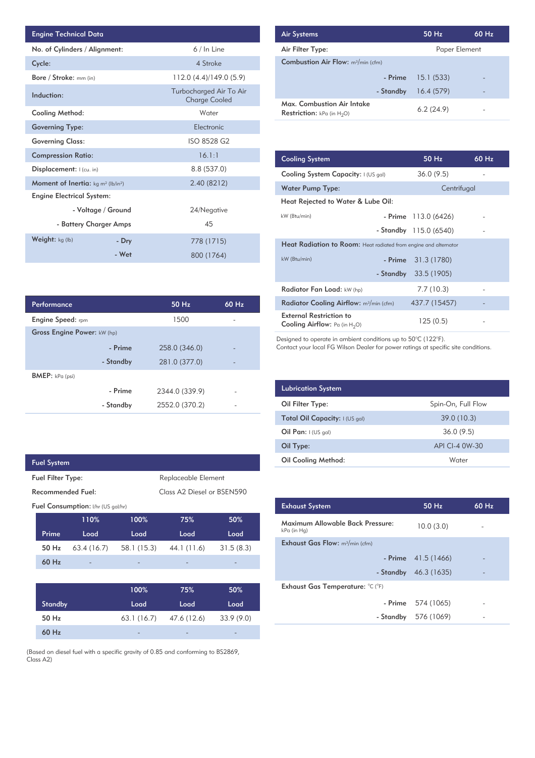| Engine Technical Data | |
|---|---|
| No. of Cylinders / Alignment: | 6 / In Line |
| Cycle: | 4 Stroke |
| Bore / Stroke: mm (in) | 112.0 (4.4)/149.0 (5.9) |
| Induction: | Turbocharged Air To Air Charge Cooled |
| Cooling Method: | Water |
| Governing Type: | Electronic |
| Governing Class: | ISO 8528 G2 |
| Compression Ratio: | 16.1:1 |
| Displacement: l (cu. in) | 8.8 (537.0) |
| Moment of Inertia: kg m² (lb/in²) | 2.40 (8212) |
| Engine Electrical System: | |
| - Voltage / Ground | 24/Negative |
| - Battery Charger Amps | 45 |
| Weight: kg (lb) - Dry | 778 (1715) |
| - Wet | 800 (1764) |

| Performance | 50 Hz | 60 Hz |
|---|---|---|
| Engine Speed: rpm | 1500 | - |
| Gross Engine Power: kW (hp) | | |
| - Prime | 258.0 (346.0) | - |
| - Standby | 281.0 (377.0) | - |
| BMEP: kPa (psi) | | |
| - Prime | 2344.0 (339.9) | - |
| - Standby | 2552.0 (370.2) | - |

| Fuel System | |
|---|---|
| Fuel Filter Type: | Replaceable Element |
| Recommended Fuel: | Class A2 Diesel or BSEN590 |

Fuel Consumption: l/hr (US gal/hr)

| Prime | 110% Load | 100% Load | 75% Load | 50% Load |
|---|---|---|---|---|
| 50 Hz | 63.4 (16.7) | 58.1 (15.3) | 44.1 (11.6) | 31.5 (8.3) |
| 60 Hz | - | - | - | - |

| Standby | 100% Load | 75% Load | 50% Load |
|---|---|---|---|
| 50 Hz | 63.1 (16.7) | 47.6 (12.6) | 33.9 (9.0) |
| 60 Hz | - | - | - |

(Based on diesel fuel with a specific gravity of 0.85 and conforming to BS2869, Class A2)

| Air Systems | 50 Hz | 60 Hz |
|---|---|---|
| Air Filter Type: | Paper Element | |
| Combustion Air Flow: m³/min (cfm) | | |
| - Prime | 15.1 (533) | - |
| - Standby | 16.4 (579) | - |
| Max. Combustion Air Intake Restriction: kPa (in $H_2O$) | 6.2 (24.9) | - |

| Cooling System | 50 Hz | 60 Hz |
|---|---|---|
| Cooling System Capacity: l (US gal) | 36.0 (9.5) | - |
| Water Pump Type: | Centrifugal | |
| Heat Rejected to Water & Lube Oil: kW (Btu/min) | | |
| - Prime | 113.0 (6426) | - |
| - Standby | 115.0 (6540) | - |
| Heat Radiation to Room: Heat radiated from engine and alternator kW (Btu/min) | | |
| - Prime | 31.3 (1780) | - |
| - Standby | 33.5 (1905) | - |
| Radiator Fan Load: kW (hp) | 7.7 (10.3) | - |
| Radiator Cooling Airflow: m³/min (cfm) | 437.7 (15457) | - |
| External Restriction to Cooling Airflow: Pa (in $H_2O$) | 125 (0.5) | - |

Designed to operate in ambient conditions up to 50°C (122°F).
Contact your local FG Wilson Dealer for power ratings at specific site conditions.

| Lubrication System | |
|---|---|
| Oil Filter Type: | Spin-On, Full Flow |
| Total Oil Capacity: l (US gal) | 39.0 (10.3) |
| Oil Pan: l (US gal) | 36.0 (9.5) |
| Oil Type: | API CI-4 0W-30 |
| Oil Cooling Method: | Water |

| Exhaust System | 50 Hz | 60 Hz |
|---|---|---|
| Maximum Allowable Back Pressure: kPa (in Hg) | 10.0 (3.0) | - |
| Exhaust Gas Flow: m³/min (cfm) | | |
| - Prime | 41.5 (1466) | - |
| - Standby | 46.3 (1635) | - |
| Exhaust Gas Temperature: °C (°F) | | |
| - Prime | 574 (1065) | - |
| - Standby | 576 (1069) | - |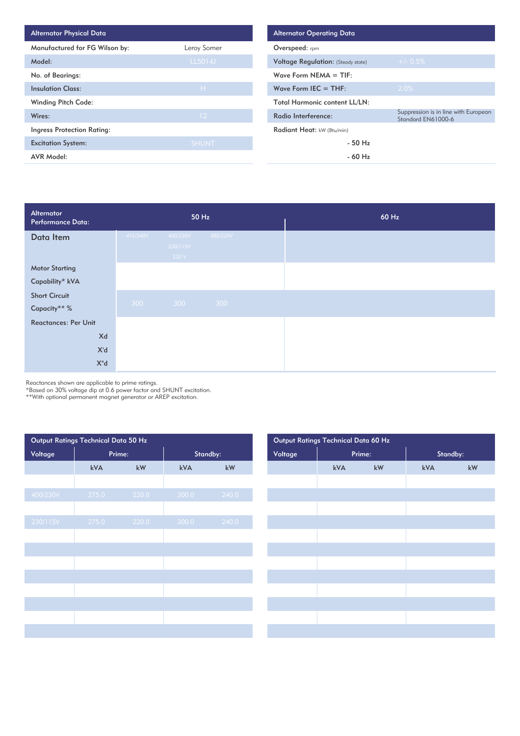| Alternator Physical Data | |
|---|---|
| Manufactured for FG Wilson by: | Leroy Somer |
| Model: | LL5014J |
| No. of Bearings: | |
| Insulation Class: | H |
| Winding Pitch Code: | |
| Wires: | 12 |
| Ingress Protection Rating: | |
| Excitation System: | SHUNT |
| AVR Model: | |

| Alternator Operating Data | |
|---|---|
| Overspeed: rpm | |
| Voltage Regulation: (Steady state) | +/- 0.5% |
| Wave Form NEMA = TIF: | |
| Wave Form IEC = THF: | 2.0% |
| Total Harmonic content LL/LN: | |
| Radio Interference: | Suppression is in line with European Standard EN61000-6 |
| Radiant Heat: kW (Btu/min) | |
| - 50 Hz | |
| - 60 Hz | |

| Alternator Performance Data: | 50 Hz | | | 60 Hz |
|---|---|---|---|---|
| Data Item | 415/240V | 400/230V<br>230/115V<br>230 V | 380/220V | |
| Motor Starting Capability* kVA | | | | |
| Short Circuit Capacity** % | 300 | 300 | 300 | |
| Reactances: Per Unit | | | | |
| Xd | | | | |
| X'd | | | | |
| X"d | | | | |

Reactances shown are applicable to prime ratings.
*Based on 30% voltage dip at 0.6 power factor and SHUNT excitation.
**With optional permanent magnet generator or AREP excitation.

| Output Ratings Technical Data 50 Hz | | | | |
|---|---|---|---|---|
| Voltage | Prime: | | Standby: | |
| | kVA | kW | kVA | kW |
| | | | | |
| 400/230V | 275.0 | 220.0 | 300.0 | 240.0 |
| | | | | |
| 230/115V | 275.0 | 220.0 | 300.0 | 240.0 |

| Output Ratings Technical Data 60 Hz | | | | |
|---|---|---|---|---|
| Voltage | Prime: | | Standby: | |
| | kVA | kW | kVA | kW |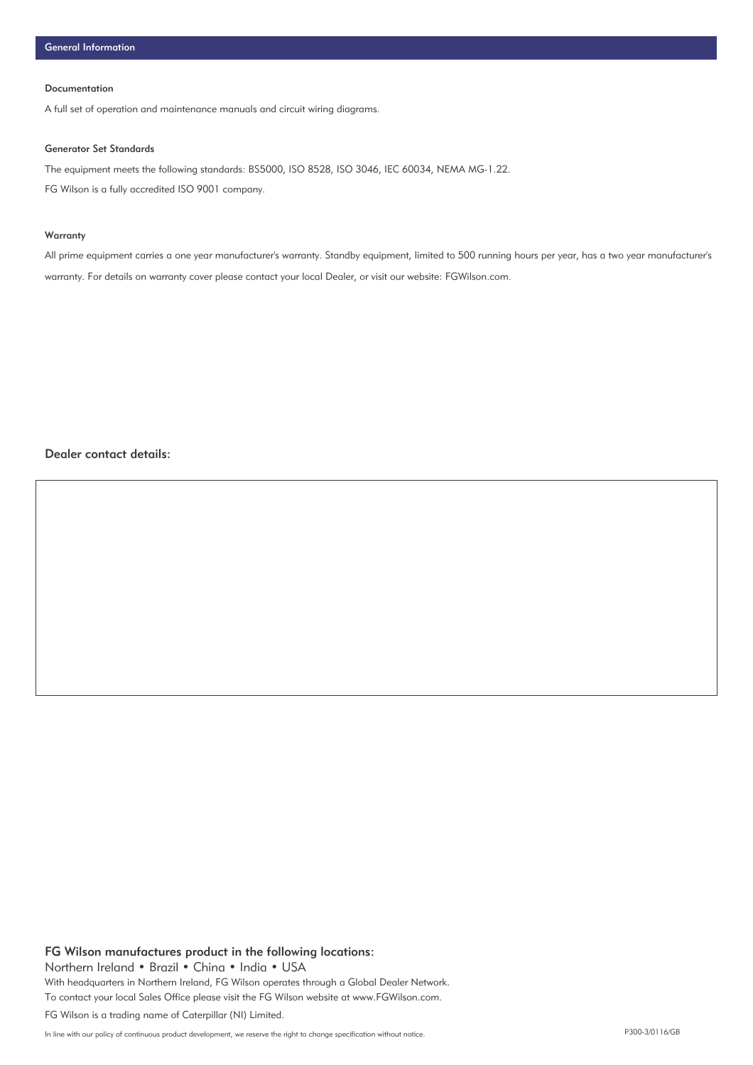## General Information

### Documentation

A full set of operation and maintenance manuals and circuit wiring diagrams.

### Generator Set Standards

The equipment meets the following standards: BS5000, ISO 8528, ISO 3046, IEC 60034, NEMA MG-1.22.

FG Wilson is a fully accredited ISO 9001 company.

### Warranty

All prime equipment carries a one year manufacturer's warranty. Standby equipment, limited to 500 running hours per year, has a two year manufacturer's warranty. For details on warranty cover please contact your local Dealer, or visit our website: FGWilson.com.

### Dealer contact details:

### FG Wilson manufactures product in the following locations:

Northern Ireland • Brazil • China • India • USA

With headquarters in Northern Ireland, FG Wilson operates through a Global Dealer Network.

To contact your local Sales Office please visit the FG Wilson website at www.FGWilson.com.

FG Wilson is a trading name of Caterpillar (NI) Limited.

In line with our policy of continuous product development, we reserve the right to change specification without notice.

P300-3/0116/GB